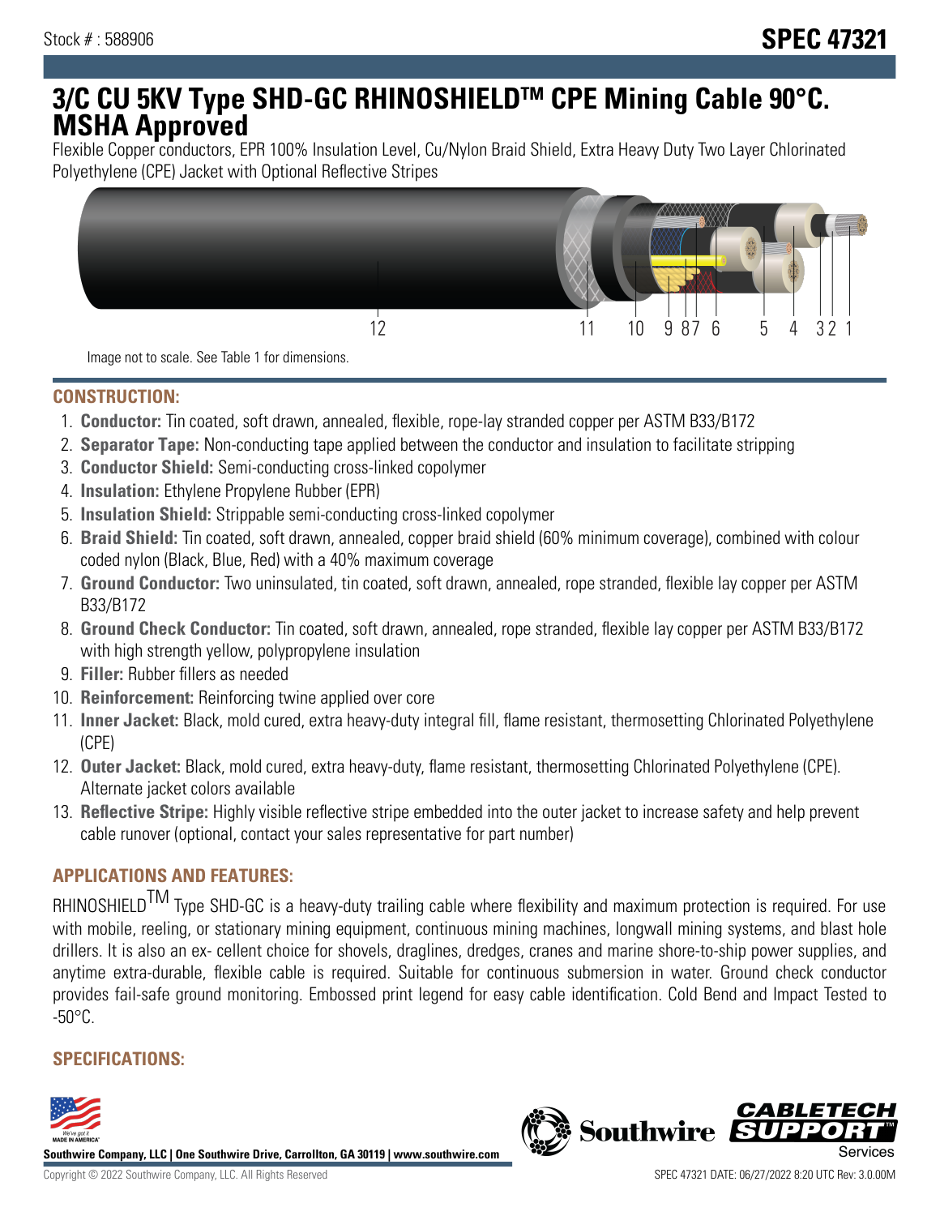Stock # : 588906

# SPEC 47321

# 3/C CU 5KV Type SHD-GC RHINOSHIELDTM CPE Mining Cable 90°C. MSHA Approved

Flexible Copper conductors, EPR 100% Insulation Level, Cu/Nylon Braid Shield, Extra Heavy Duty Two Layer Chlorinated Polyethylene (CPE) Jacket with Optional Reflective Stripes

Image not to scale. See Table 1 for dimensions.

## CONSTRUCTION:

1. **Conductor:** Tin coated, soft drawn, annealed, flexible, rope-lay stranded copper per ASTM B33/B172
2. **Separator Tape:** Non-conducting tape applied between the conductor and insulation to facilitate stripping
3. **Conductor Shield:** Semi-conducting cross-linked copolymer
4. **Insulation:** Ethylene Propylene Rubber (EPR)
5. **Insulation Shield:** Strippable semi-conducting cross-linked copolymer
6. **Braid Shield:** Tin coated, soft drawn, annealed, copper braid shield (60% minimum coverage), combined with colour coded nylon (Black, Blue, Red) with a 40% maximum coverage
7. **Ground Conductor:** Two uninsulated, tin coated, soft drawn, annealed, rope stranded, flexible lay copper per ASTM B33/B172
8. **Ground Check Conductor:** Tin coated, soft drawn, annealed, rope stranded, flexible lay copper per ASTM B33/B172 with high strength yellow, polypropylene insulation
9. **Filler:** Rubber fillers as needed
10. **Reinforcement:** Reinforcing twine applied over core
11. **Inner Jacket:** Black, mold cured, extra heavy-duty integral fill, flame resistant, thermosetting Chlorinated Polyethylene (CPE)
12. **Outer Jacket:** Black, mold cured, extra heavy-duty, flame resistant, thermosetting Chlorinated Polyethylene (CPE). Alternate jacket colors available
13. **Reflective Stripe:** Highly visible reflective stripe embedded into the outer jacket to increase safety and help prevent cable runover (optional, contact your sales representative for part number)

## APPLICATIONS AND FEATURES:

RHINOSHIELDTM Type SHD-GC is a heavy-duty trailing cable where flexibility and maximum protection is required. For use with mobile, reeling, or stationary mining equipment, continuous mining machines, longwall mining systems, and blast hole drillers. It is also an ex- cellent choice for shovels, draglines, dredges, cranes and marine shore-to-ship power supplies, and anytime extra-durable, flexible cable is required. Suitable for continuous submersion in water. Ground check conductor provides fail-safe ground monitoring. Embossed print legend for easy cable identification. Cold Bend and Impact Tested to -50°C.

## SPECIFICATIONS:

**Southwire Company, LLC | One Southwire Drive, Carrollton, GA 30119 | www.southwire.com**

Copyright © 2022 Southwire Company, LLC. All Rights Reserved

SPEC 47321 DATE: 06/27/2022 8:20 UTC Rev: 3.0.00M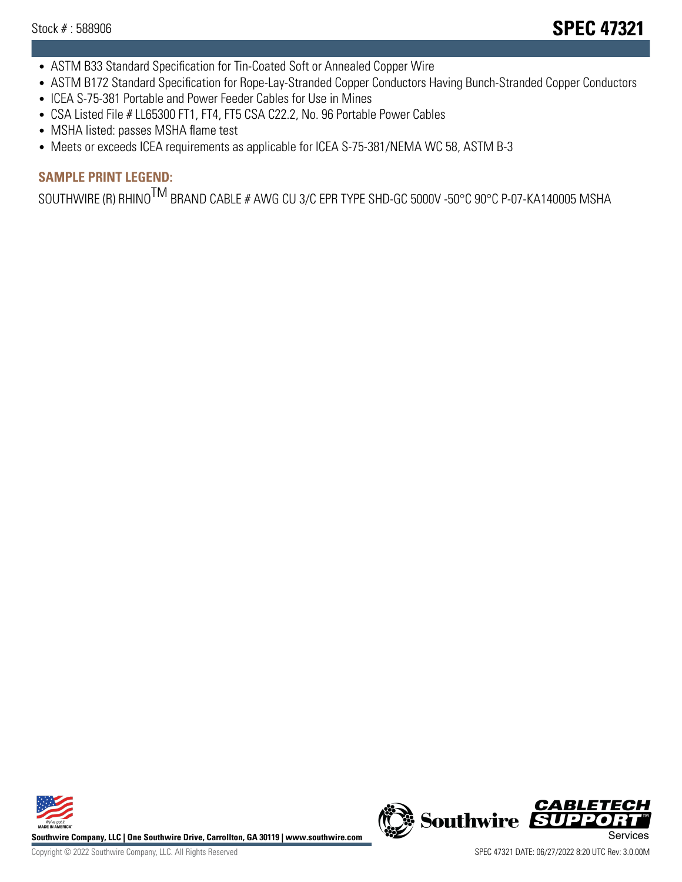- ASTM B33 Standard Specification for Tin-Coated Soft or Annealed Copper Wire
- ASTM B172 Standard Specification for Rope-Lay-Stranded Copper Conductors Having Bunch-Stranded Copper Conductors
- ICEA S-75-381 Portable and Power Feeder Cables for Use in Mines
- CSA Listed File # LL65300 FT1, FT4, FT5 CSA C22.2, No. 96 Portable Power Cables
- MSHA listed: passes MSHA flame test
- Meets or exceeds ICEA requirements as applicable for ICEA S-75-381/NEMA WC 58, ASTM B-3

## SAMPLE PRINT LEGEND:

SOUTHWIRE (R) RHINO™ BRAND CABLE # AWG CU 3/C EPR TYPE SHD-GC 5000V -50°C 90°C P-07-KA140005 MSHA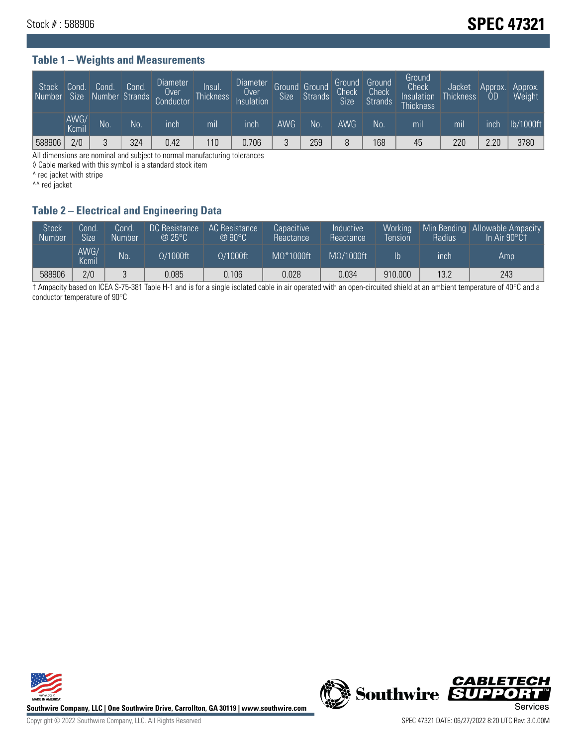Stock # : 588906

# SPEC 47321

## Table 1 – Weights and Measurements

| Stock Number | Cond. Size | Cond. Number | Cond. Strands | Diameter Over Conductor | Insul. Thickness | Diameter Over Insulation | Ground Size | Ground Strands | Ground Check Size | Ground Check Strands | Ground Check Insulation Thickness | Jacket Thickness | Approx. OD | Approx. Weight |
|---|---|---|---|---|---|---|---|---|---|---|---|---|---|---|
| | AWG/ Kcmil | No. | No. | inch | mil | inch | AWG | No. | AWG | No. | mil | mil | inch | lb/1000ft |
| 588906 | 2/0 | 3 | 324 | 0.42 | 110 | 0.706 | 3 | 259 | 8 | 168 | 45 | 220 | 2.20 | 3780 |

All dimensions are nominal and subject to normal manufacturing tolerances

◊ Cable marked with this symbol is a standard stock item

^ red jacket with stripe

^^ red jacket

## Table 2 – Electrical and Engineering Data

| Stock Number | Cond. Size | Cond. Number | DC Resistance @ 25°C | AC Resistance @ 90°C | Capacitive Reactance | Inductive Reactance | Working Tension | Min Bending Radius | Allowable Ampacity In Air 90°C† |
|---|---|---|---|---|---|---|---|---|---|
| | AWG/ Kcmil | No. | Ω/1000ft | Ω/1000ft | MΩ*1000ft | MΩ/1000ft | lb | inch | Amp |
| 588906 | 2/0 | 3 | 0.085 | 0.106 | 0.028 | 0.034 | 910.000 | 13.2 | 243 |

† Ampacity based on ICEA S-75-381 Table H-1 and is for a single isolated cable in air operated with an open-circuited shield at an ambient temperature of 40°C and a conductor temperature of 90°C

Southwire Company, LLC | One Southwire Drive, Carrollton, GA 30119 | www.southwire.com

Copyright © 2022 Southwire Company, LLC. All Rights Reserved

SPEC 47321 DATE: 06/27/2022 8:20 UTC Rev: 3.0.00M